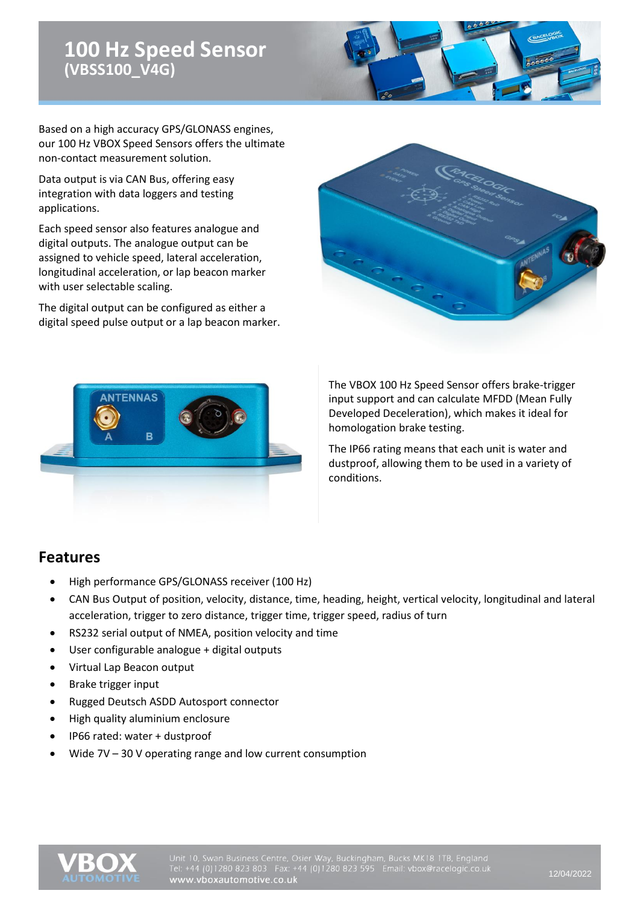# 100 Hz Speed Sensor
## (VBSS100_V4G)

Based on a high accuracy GPS/GLONASS engines, our 100 Hz VBOX Speed Sensors offers the ultimate non-contact measurement solution.

Data output is via CAN Bus, offering easy integration with data loggers and testing applications.

Each speed sensor also features analogue and digital outputs. The analogue output can be assigned to vehicle speed, lateral acceleration, longitudinal acceleration, or lap beacon marker with user selectable scaling.

The digital output can be configured as either a digital speed pulse output or a lap beacon marker.

The VBOX 100 Hz Speed Sensor offers brake-trigger input support and can calculate MFDD (Mean Fully Developed Deceleration), which makes it ideal for homologation brake testing.

The IP66 rating means that each unit is water and dustproof, allowing them to be used in a variety of conditions.

## Features

- High performance GPS/GLONASS receiver (100 Hz)
- CAN Bus Output of position, velocity, distance, time, heading, height, vertical velocity, longitudinal and lateral acceleration, trigger to zero distance, trigger time, trigger speed, radius of turn
- RS232 serial output of NMEA, position velocity and time
- User configurable analogue + digital outputs
- Virtual Lap Beacon output
- Brake trigger input
- Rugged Deutsch ASDD Autosport connector
- High quality aluminium enclosure
- IP66 rated: water + dustproof
- Wide 7V – 30 V operating range and low current consumption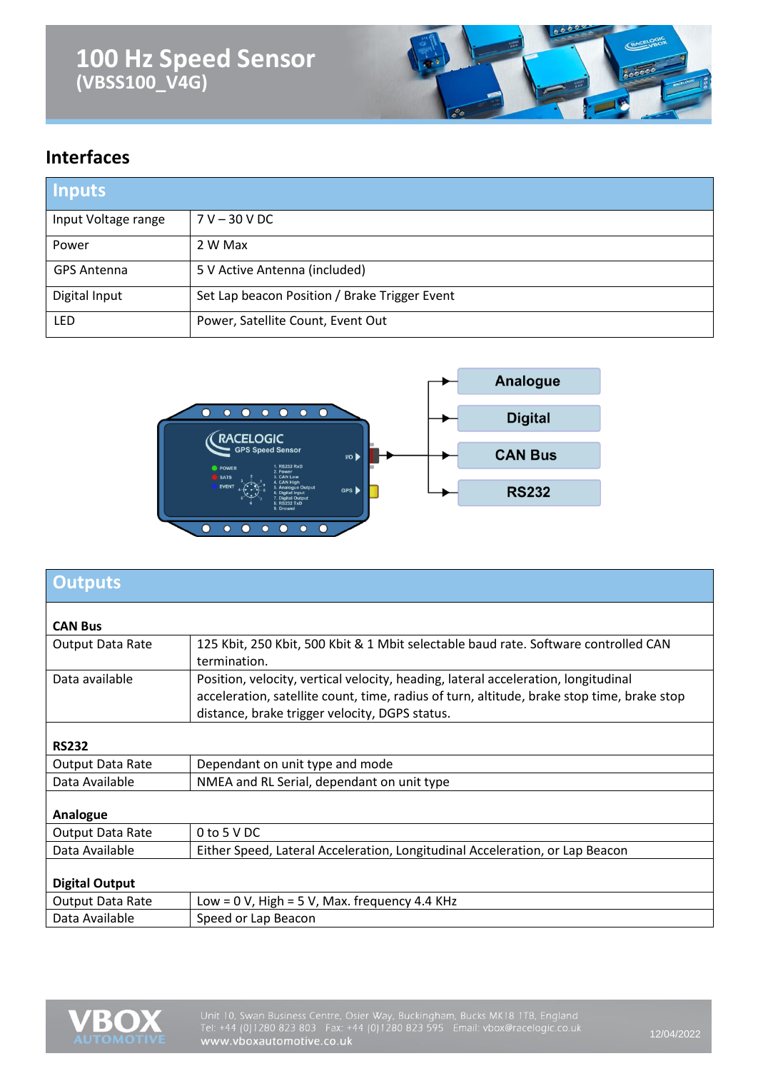# 100 Hz Speed Sensor (VBSS100_V4G)

## Interfaces

| Inputs | |
|---|---|
| Input Voltage range | 7 V – 30 V DC |
| Power | 2 W Max |
| GPS Antenna | 5 V Active Antenna (included) |
| Digital Input | Set Lap beacon Position / Brake Trigger Event |
| LED | Power, Satellite Count, Event Out |

| Outputs | |
|---|---|
| **CAN Bus** | |
| Output Data Rate | 125 Kbit, 250 Kbit, 500 Kbit & 1 Mbit selectable baud rate. Software controlled CAN termination. |
| Data available | Position, velocity, vertical velocity, heading, lateral acceleration, longitudinal acceleration, satellite count, time, radius of turn, altitude, brake stop time, brake stop distance, brake trigger velocity, DGPS status. |
| **RS232** | |
| Output Data Rate | Dependant on unit type and mode |
| Data Available | NMEA and RL Serial, dependant on unit type |
| **Analogue** | |
| Output Data Rate | 0 to 5 V DC |
| Data Available | Either Speed, Lateral Acceleration, Longitudinal Acceleration, or Lap Beacon |
| **Digital Output** | |
| Output Data Rate | Low = 0 V, High = 5 V, Max. frequency 4.4 KHz |
| Data Available | Speed or Lap Beacon |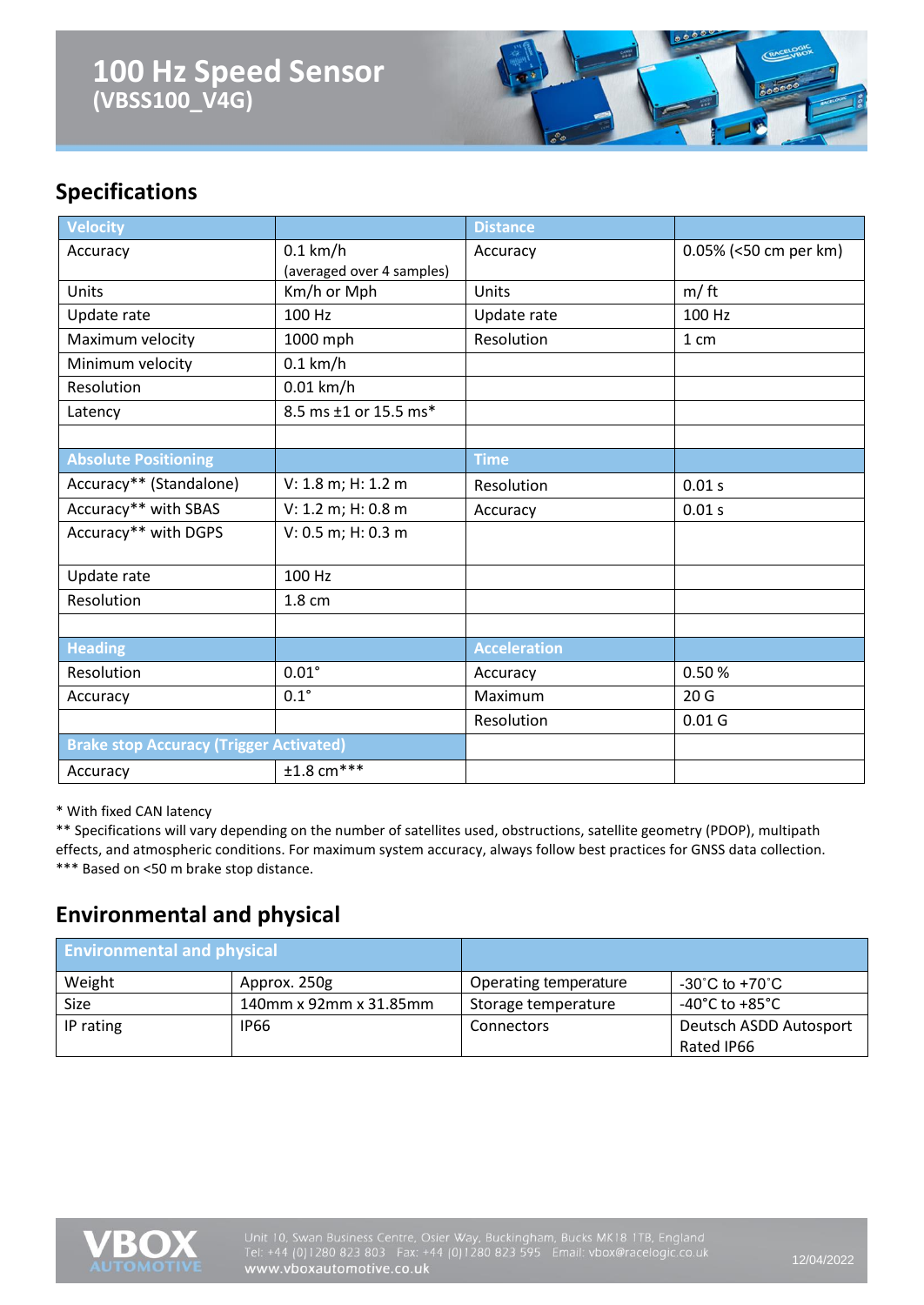# 100 Hz Speed Sensor
**(VBSS100_V4G)**

## Specifications

| Velocity | | Distance | |
|---|---|---|---|
| Accuracy | 0.1 km/h (averaged over 4 samples) | Accuracy | 0.05% (<50 cm per km) |
| Units | Km/h or Mph | Units | m/ ft |
| Update rate | 100 Hz | Update rate | 100 Hz |
| Maximum velocity | 1000 mph | Resolution | 1 cm |
| Minimum velocity | 0.1 km/h | | |
| Resolution | 0.01 km/h | | |
| Latency | 8.5 ms ±1 or 15.5 ms* | | |
| | | | |
| **Absolute Positioning** | | **Time** | |
| Accuracy** (Standalone) | V: 1.8 m; H: 1.2 m | Resolution | 0.01 s |
| Accuracy** with SBAS | V: 1.2 m; H: 0.8 m | Accuracy | 0.01 s |
| Accuracy** with DGPS | V: 0.5 m; H: 0.3 m | | |
| Update rate | 100 Hz | | |
| Resolution | 1.8 cm | | |
| | | | |
| **Heading** | | **Acceleration** | |
| Resolution | 0.01° | Accuracy | 0.50 % |
| Accuracy | 0.1° | Maximum | 20 G |
| | | Resolution | 0.01 G |
| **Brake stop Accuracy (Trigger Activated)** | | | |
| Accuracy | ±1.8 cm*** | | |

\* With fixed CAN latency
** Specifications will vary depending on the number of satellites used, obstructions, satellite geometry (PDOP), multipath effects, and atmospheric conditions. For maximum system accuracy, always follow best practices for GNSS data collection.
*** Based on <50 m brake stop distance.

## Environmental and physical

| Environmental and physical | | | |
|---|---|---|---|
| Weight | Approx. 250g | Operating temperature | -30°C to +70°C |
| Size | 140mm x 92mm x 31.85mm | Storage temperature | -40°C to +85°C |
| IP rating | IP66 | Connectors | Deutsch ASDD Autosport Rated IP66 |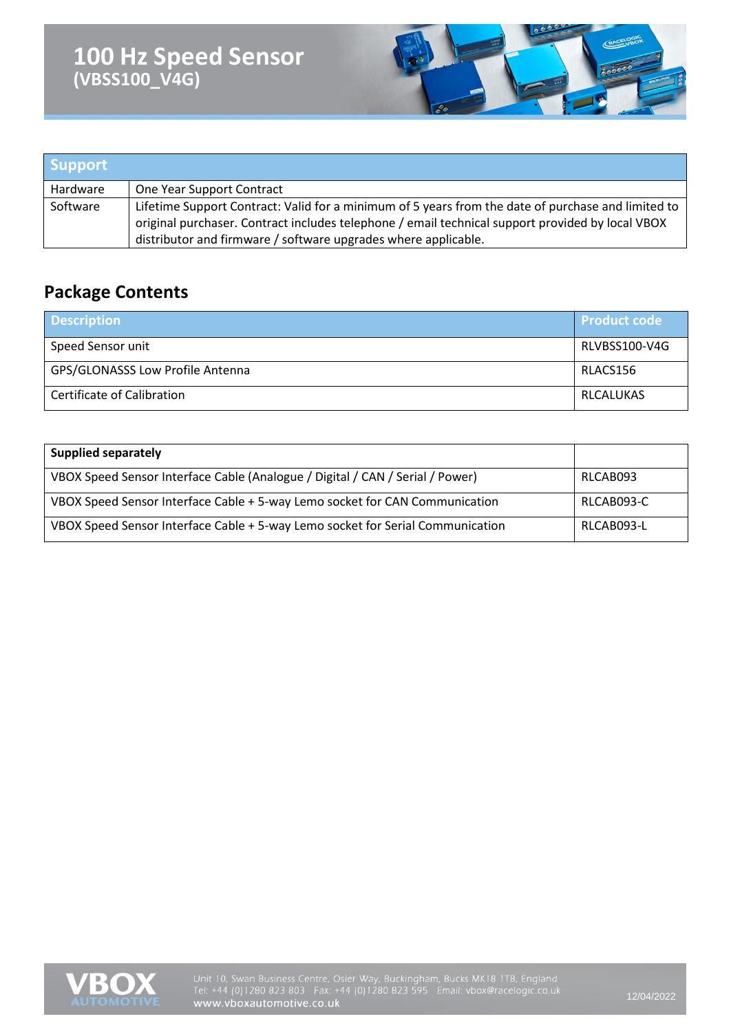# 100 Hz Speed Sensor
## (VBSS100_V4G)

| Support | |
|---|---|
| Hardware | One Year Support Contract |
| Software | Lifetime Support Contract: Valid for a minimum of 5 years from the date of purchase and limited to original purchaser. Contract includes telephone / email technical support provided by local VBOX distributor and firmware / software upgrades where applicable. |

## Package Contents

| Description | Product code |
|---|---|
| Speed Sensor unit | RLVBSS100-V4G |
| GPS/GLONASSS Low Profile Antenna | RLACS156 |
| Certificate of Calibration | RLCALUKAS |

| **Supplied separately** | |
|---|---|
| VBOX Speed Sensor Interface Cable (Analogue / Digital / CAN / Serial / Power) | RLCAB093 |
| VBOX Speed Sensor Interface Cable + 5-way Lemo socket for CAN Communication | RLCAB093-C |
| VBOX Speed Sensor Interface Cable + 5-way Lemo socket for Serial Communication | RLCAB093-L |

VBOX AUTOMOTIVE

Unit 10, Swan Business Centre, Osier Way, Buckingham, Bucks MK18 1TB, England
Tel: +44 (0)1280 823 803 Fax: +44 (0)1280 823 595 Email: vbox@racelogic.co.uk
www.vboxautomotive.co.uk

12/04/2022